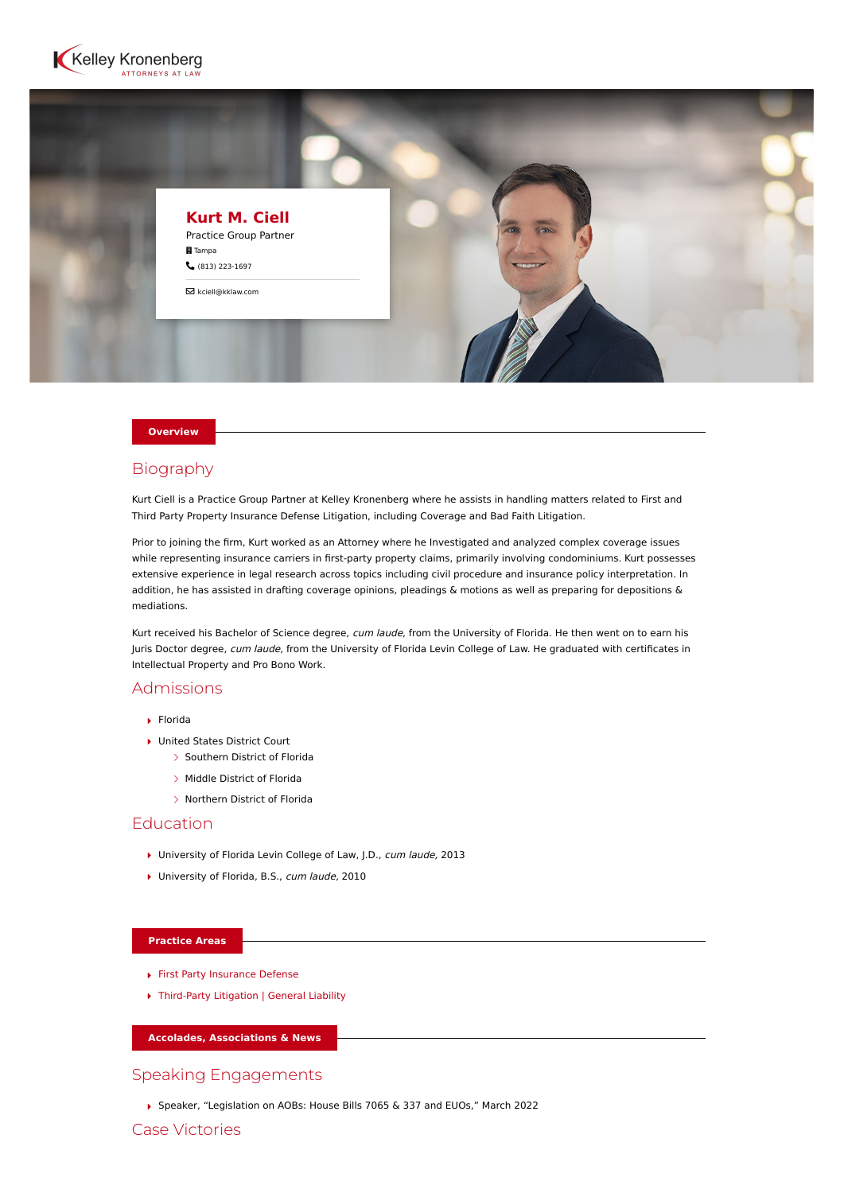Kelley Kronenberg
ATTORNEYS AT LAW

# Kurt M. Ciell

Practice Group Partner

Tampa

(813) 223-1697

kciell@kklaw.com

**Overview**

## Biography

Kurt Ciell is a Practice Group Partner at Kelley Kronenberg where he assists in handling matters related to First and Third Party Property Insurance Defense Litigation, including Coverage and Bad Faith Litigation.

Prior to joining the firm, Kurt worked as an Attorney where he Investigated and analyzed complex coverage issues while representing insurance carriers in first-party property claims, primarily involving condominiums. Kurt possesses extensive experience in legal research across topics including civil procedure and insurance policy interpretation. In addition, he has assisted in drafting coverage opinions, pleadings & motions as well as preparing for depositions & mediations.

Kurt received his Bachelor of Science degree, *cum laude*, from the University of Florida. He then went on to earn his Juris Doctor degree, *cum laude*, from the University of Florida Levin College of Law. He graduated with certificates in Intellectual Property and Pro Bono Work.

## Admissions

- Florida
- United States District Court
  - Southern District of Florida
  - Middle District of Florida
  - Northern District of Florida

## Education

- University of Florida Levin College of Law, J.D., *cum laude*, 2013
- University of Florida, B.S., *cum laude*, 2010

**Practice Areas**

- First Party Insurance Defense
- Third-Party Litigation | General Liability

**Accolades, Associations & News**

## Speaking Engagements

- Speaker, "Legislation on AOBs: House Bills 7065 & 337 and EUOs," March 2022

## Case Victories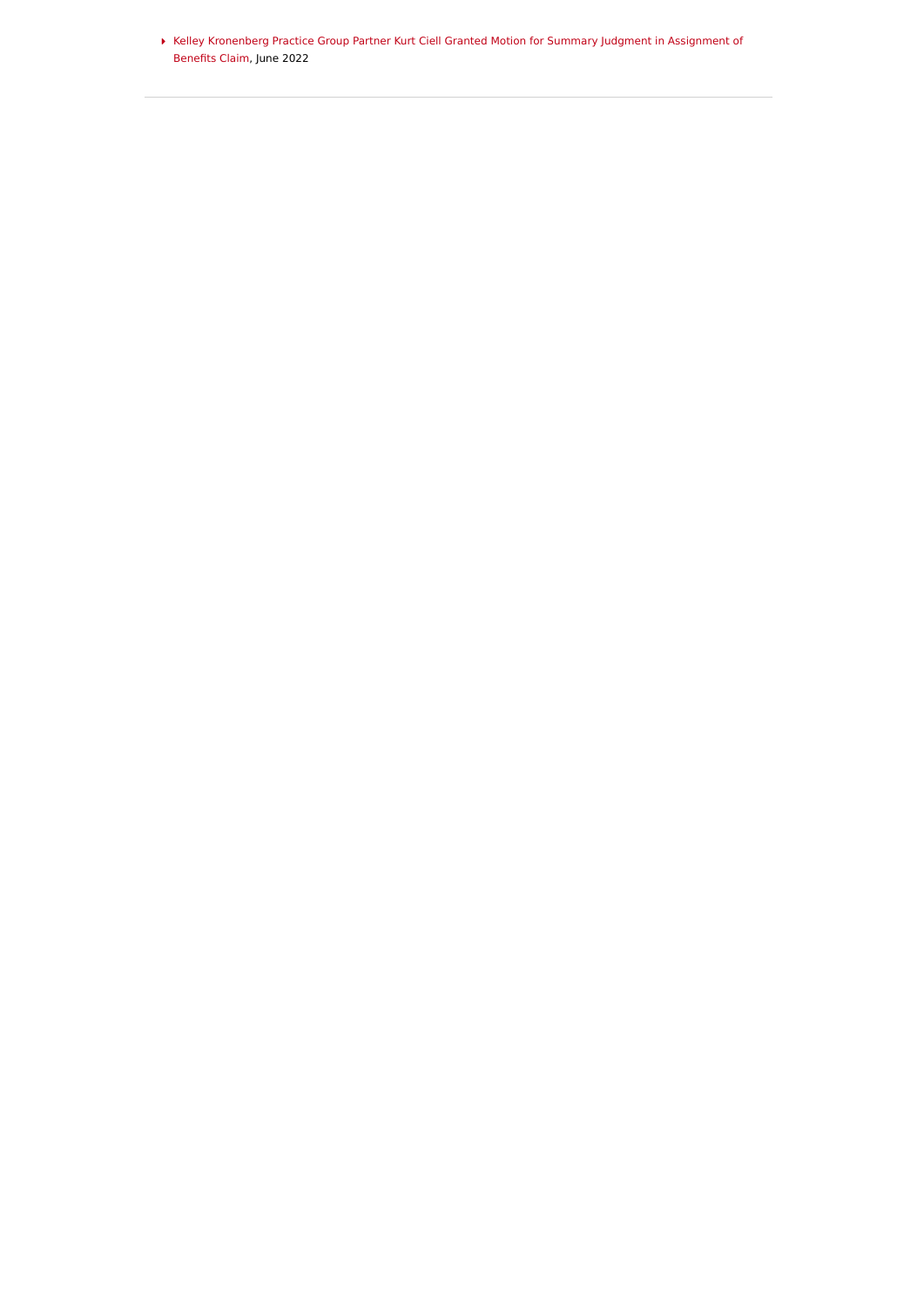- Kelley Kronenberg Practice Group Partner Kurt Ciell Granted Motion for Summary Judgment in Assignment of Benefits Claim, June 2022